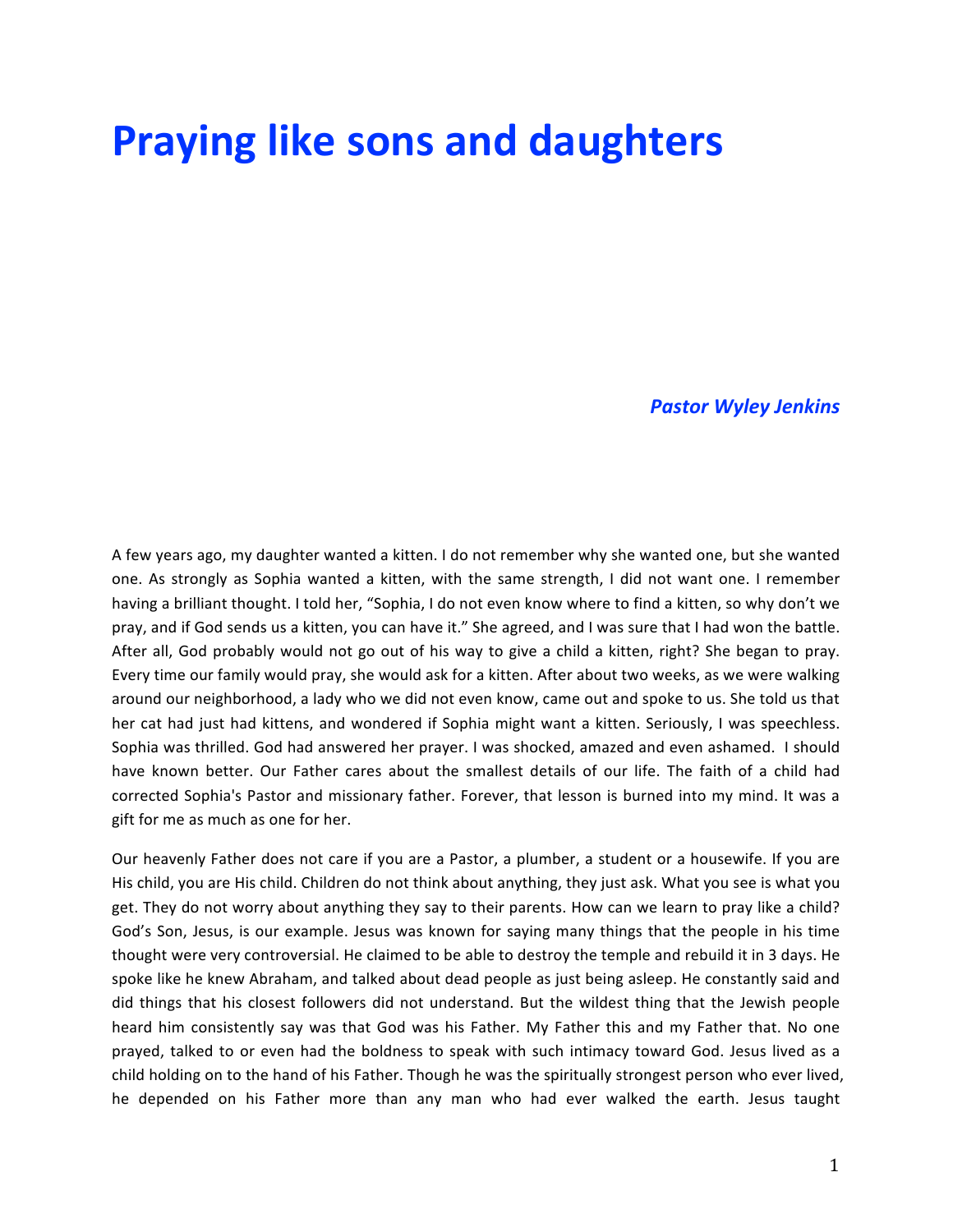# Praying like sons and daughters

***Pastor Wyley Jenkins***

A few years ago, my daughter wanted a kitten. I do not remember why she wanted one, but she wanted one. As strongly as Sophia wanted a kitten, with the same strength, I did not want one. I remember having a brilliant thought. I told her, "Sophia, I do not even know where to find a kitten, so why don't we pray, and if God sends us a kitten, you can have it." She agreed, and I was sure that I had won the battle. After all, God probably would not go out of his way to give a child a kitten, right? She began to pray. Every time our family would pray, she would ask for a kitten. After about two weeks, as we were walking around our neighborhood, a lady who we did not even know, came out and spoke to us. She told us that her cat had just had kittens, and wondered if Sophia might want a kitten. Seriously, I was speechless. Sophia was thrilled. God had answered her prayer. I was shocked, amazed and even ashamed. I should have known better. Our Father cares about the smallest details of our life. The faith of a child had corrected Sophia's Pastor and missionary father. Forever, that lesson is burned into my mind. It was a gift for me as much as one for her.

Our heavenly Father does not care if you are a Pastor, a plumber, a student or a housewife. If you are His child, you are His child. Children do not think about anything, they just ask. What you see is what you get. They do not worry about anything they say to their parents. How can we learn to pray like a child? God's Son, Jesus, is our example. Jesus was known for saying many things that the people in his time thought were very controversial. He claimed to be able to destroy the temple and rebuild it in 3 days. He spoke like he knew Abraham, and talked about dead people as just being asleep. He constantly said and did things that his closest followers did not understand. But the wildest thing that the Jewish people heard him consistently say was that God was his Father. My Father this and my Father that. No one prayed, talked to or even had the boldness to speak with such intimacy toward God. Jesus lived as a child holding on to the hand of his Father. Though he was the spiritually strongest person who ever lived, he depended on his Father more than any man who had ever walked the earth. Jesus taught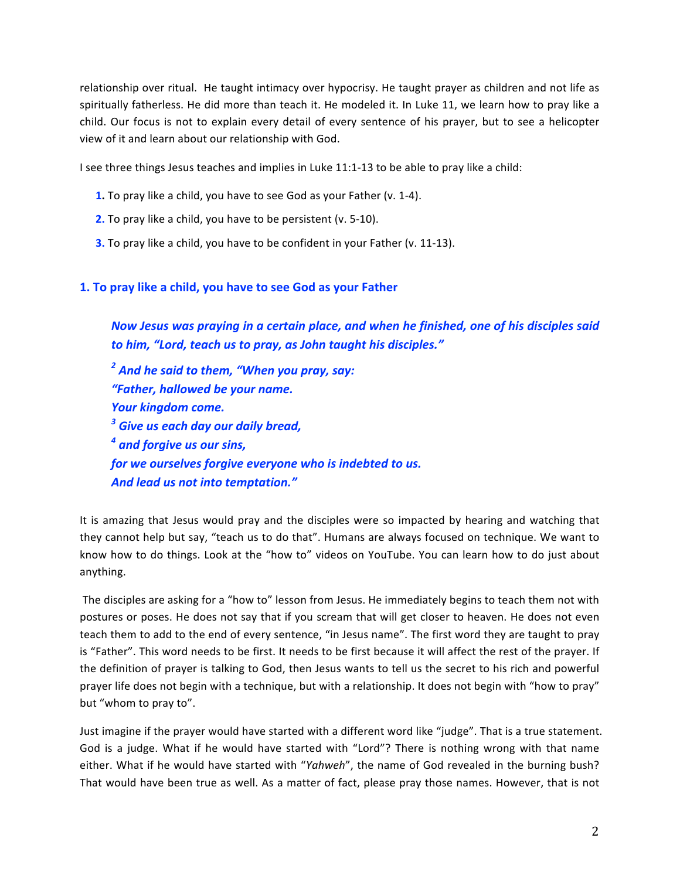relationship over ritual.  He taught intimacy over hypocrisy. He taught prayer as children and not life as spiritually fatherless. He did more than teach it. He modeled it. In Luke 11, we learn how to pray like a child. Our focus is not to explain every detail of every sentence of his prayer, but to see a helicopter view of it and learn about our relationship with God.

I see three things Jesus teaches and implies in Luke 11:1-13 to be able to pray like a child:

1. To pray like a child, you have to see God as your Father (v. 1-4).
2. To pray like a child, you have to be persistent (v. 5-10).
3. To pray like a child, you have to be confident in your Father (v. 11-13).

## 1. To pray like a child, you have to see God as your Father

> ***Now Jesus was praying in a certain place, and when he finished, one of his disciples said to him, "Lord, teach us to pray, as John taught his disciples."***
>
> ***[2] And he said to them, "When you pray, say:***
> ***"Father, hallowed be your name.***
> ***Your kingdom come.***
> ***[3] Give us each day our daily bread,***
> ***[4] and forgive us our sins,***
> ***for we ourselves forgive everyone who is indebted to us.***
> ***And lead us not into temptation."***

It is amazing that Jesus would pray and the disciples were so impacted by hearing and watching that they cannot help but say, "teach us to do that". Humans are always focused on technique. We want to know how to do things. Look at the "how to" videos on YouTube. You can learn how to do just about anything.

The disciples are asking for a "how to" lesson from Jesus. He immediately begins to teach them not with postures or poses. He does not say that if you scream that will get closer to heaven. He does not even teach them to add to the end of every sentence, "in Jesus name". The first word they are taught to pray is "Father". This word needs to be first. It needs to be first because it will affect the rest of the prayer. If the definition of prayer is talking to God, then Jesus wants to tell us the secret to his rich and powerful prayer life does not begin with a technique, but with a relationship. It does not begin with "how to pray" but "whom to pray to".

Just imagine if the prayer would have started with a different word like "judge". That is a true statement. God is a judge. What if he would have started with "Lord"? There is nothing wrong with that name either. What if he would have started with "*Yahweh*", the name of God revealed in the burning bush? That would have been true as well. As a matter of fact, please pray those names. However, that is not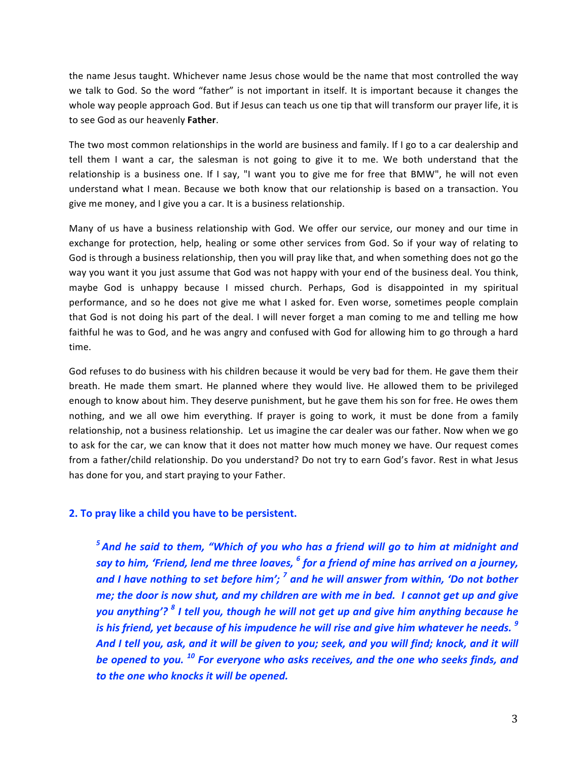the name Jesus taught. Whichever name Jesus chose would be the name that most controlled the way we talk to God. So the word "father" is not important in itself. It is important because it changes the whole way people approach God. But if Jesus can teach us one tip that will transform our prayer life, it is to see God as our heavenly **Father**.

The two most common relationships in the world are business and family. If I go to a car dealership and tell them I want a car, the salesman is not going to give it to me. We both understand that the relationship is a business one. If I say, "I want you to give me for free that BMW", he will not even understand what I mean. Because we both know that our relationship is based on a transaction. You give me money, and I give you a car. It is a business relationship.

Many of us have a business relationship with God. We offer our service, our money and our time in exchange for protection, help, healing or some other services from God. So if your way of relating to God is through a business relationship, then you will pray like that, and when something does not go the way you want it you just assume that God was not happy with your end of the business deal. You think, maybe God is unhappy because I missed church. Perhaps, God is disappointed in my spiritual performance, and so he does not give me what I asked for. Even worse, sometimes people complain that God is not doing his part of the deal. I will never forget a man coming to me and telling me how faithful he was to God, and he was angry and confused with God for allowing him to go through a hard time.

God refuses to do business with his children because it would be very bad for them. He gave them their breath. He made them smart. He planned where they would live. He allowed them to be privileged enough to know about him. They deserve punishment, but he gave them his son for free. He owes them nothing, and we all owe him everything. If prayer is going to work, it must be done from a family relationship, not a business relationship. Let us imagine the car dealer was our father. Now when we go to ask for the car, we can know that it does not matter how much money we have. Our request comes from a father/child relationship. Do you understand? Do not try to earn God's favor. Rest in what Jesus has done for you, and start praying to your Father.

### 2. To pray like a child you have to be persistent.

> ***[5] And he said to them, "Which of you who has a friend will go to him at midnight and say to him, 'Friend, lend me three loaves, [6] for a friend of mine has arrived on a journey, and I have nothing to set before him'; [7] and he will answer from within, 'Do not bother me; the door is now shut, and my children are with me in bed. I cannot get up and give you anything'? [8] I tell you, though he will not get up and give him anything because he is his friend, yet because of his impudence he will rise and give him whatever he needs. [9] And I tell you, ask, and it will be given to you; seek, and you will find; knock, and it will be opened to you. [10] For everyone who asks receives, and the one who seeks finds, and to the one who knocks it will be opened.***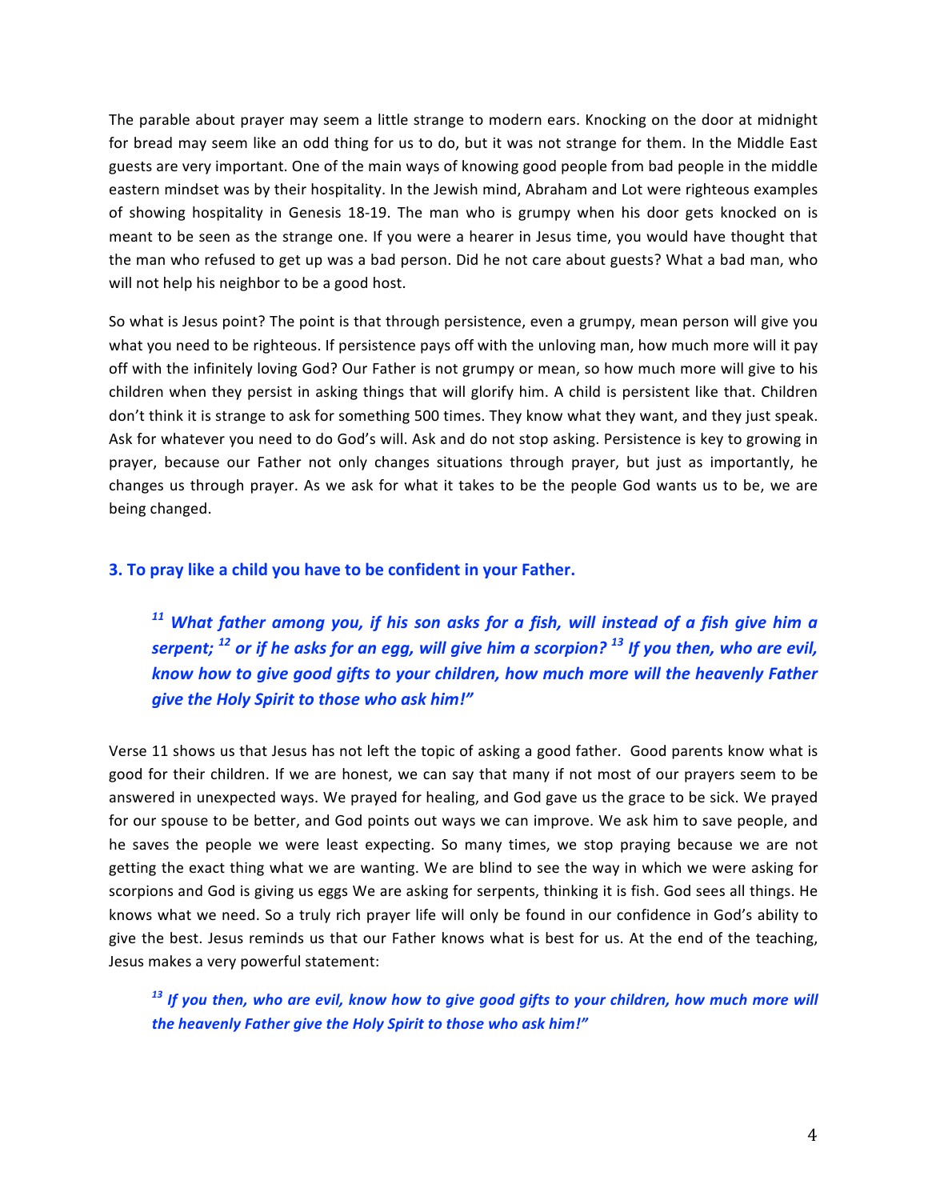The parable about prayer may seem a little strange to modern ears. Knocking on the door at midnight for bread may seem like an odd thing for us to do, but it was not strange for them. In the Middle East guests are very important. One of the main ways of knowing good people from bad people in the middle eastern mindset was by their hospitality. In the Jewish mind, Abraham and Lot were righteous examples of showing hospitality in Genesis 18-19. The man who is grumpy when his door gets knocked on is meant to be seen as the strange one. If you were a hearer in Jesus time, you would have thought that the man who refused to get up was a bad person. Did he not care about guests? What a bad man, who will not help his neighbor to be a good host.

So what is Jesus point? The point is that through persistence, even a grumpy, mean person will give you what you need to be righteous. If persistence pays off with the unloving man, how much more will it pay off with the infinitely loving God? Our Father is not grumpy or mean, so how much more will give to his children when they persist in asking things that will glorify him. A child is persistent like that. Children don't think it is strange to ask for something 500 times. They know what they want, and they just speak. Ask for whatever you need to do God's will. Ask and do not stop asking. Persistence is key to growing in prayer, because our Father not only changes situations through prayer, but just as importantly, he changes us through prayer. As we ask for what it takes to be the people God wants us to be, we are being changed.

### 3. To pray like a child you have to be confident in your Father.

> ***[11] What father among you, if his son asks for a fish, will instead of a fish give him a serpent; [12] or if he asks for an egg, will give him a scorpion? [13] If you then, who are evil, know how to give good gifts to your children, how much more will the heavenly Father give the Holy Spirit to those who ask him!"***

Verse 11 shows us that Jesus has not left the topic of asking a good father. Good parents know what is good for their children. If we are honest, we can say that many if not most of our prayers seem to be answered in unexpected ways. We prayed for healing, and God gave us the grace to be sick. We prayed for our spouse to be better, and God points out ways we can improve. We ask him to save people, and he saves the people we were least expecting. So many times, we stop praying because we are not getting the exact thing what we are wanting. We are blind to see the way in which we were asking for scorpions and God is giving us eggs We are asking for serpents, thinking it is fish. God sees all things. He knows what we need. So a truly rich prayer life will only be found in our confidence in God's ability to give the best. Jesus reminds us that our Father knows what is best for us. At the end of the teaching, Jesus makes a very powerful statement:

> ***[13] If you then, who are evil, know how to give good gifts to your children, how much more will the heavenly Father give the Holy Spirit to those who ask him!"***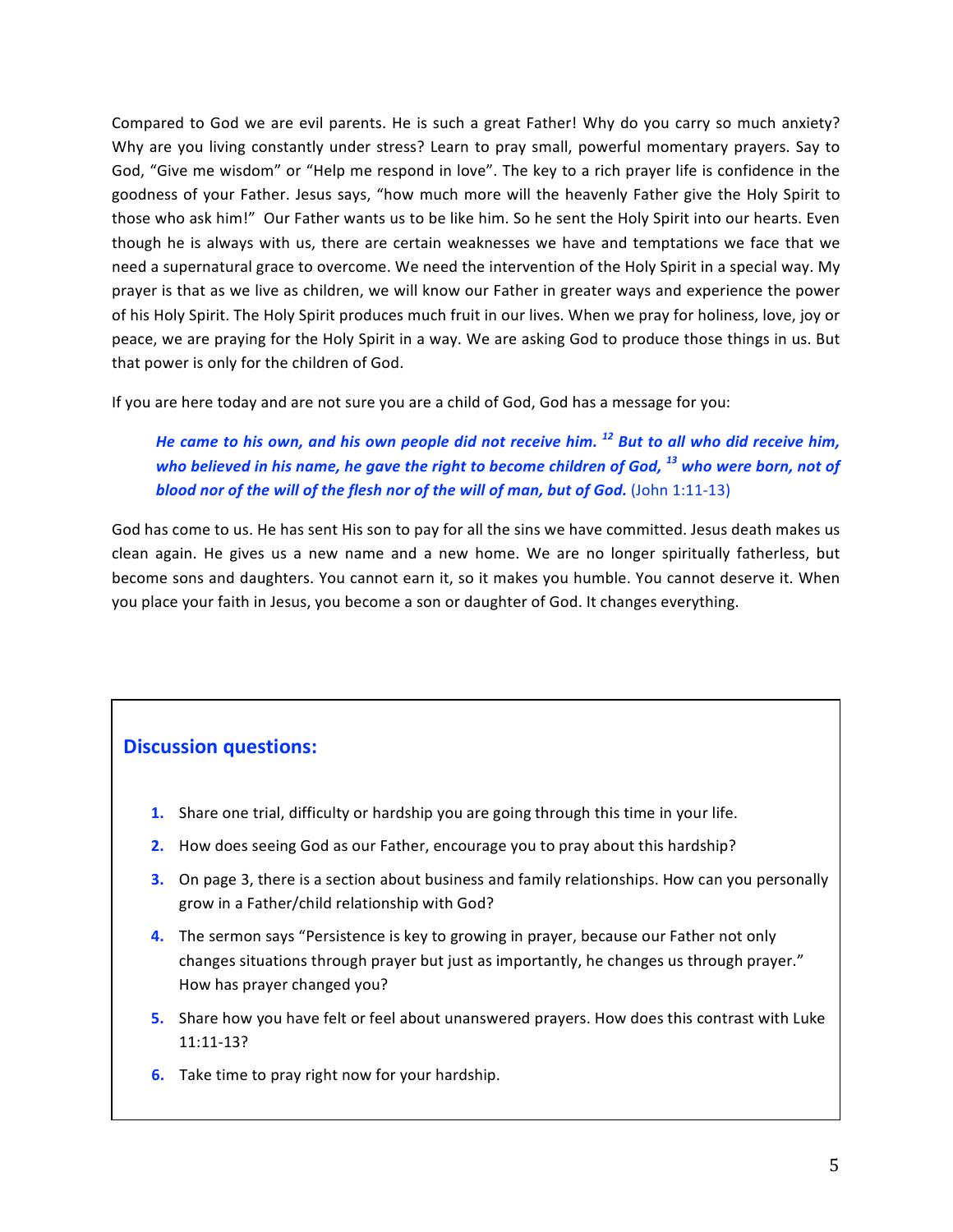Compared to God we are evil parents. He is such a great Father! Why do you carry so much anxiety? Why are you living constantly under stress? Learn to pray small, powerful momentary prayers. Say to God, "Give me wisdom" or "Help me respond in love". The key to a rich prayer life is confidence in the goodness of your Father. Jesus says, "how much more will the heavenly Father give the Holy Spirit to those who ask him!" Our Father wants us to be like him. So he sent the Holy Spirit into our hearts. Even though he is always with us, there are certain weaknesses we have and temptations we face that we need a supernatural grace to overcome. We need the intervention of the Holy Spirit in a special way. My prayer is that as we live as children, we will know our Father in greater ways and experience the power of his Holy Spirit. The Holy Spirit produces much fruit in our lives. When we pray for holiness, love, joy or peace, we are praying for the Holy Spirit in a way. We are asking God to produce those things in us. But that power is only for the children of God.

If you are here today and are not sure you are a child of God, God has a message for you:

> ***He came to his own, and his own people did not receive him. [12] But to all who did receive him, who believed in his name, he gave the right to become children of God, [13] who were born, not of blood nor of the will of the flesh nor of the will of man, but of God.*** (John 1:11-13)

God has come to us. He has sent His son to pay for all the sins we have committed. Jesus death makes us clean again. He gives us a new name and a new home. We are no longer spiritually fatherless, but become sons and daughters. You cannot earn it, so it makes you humble. You cannot deserve it. When you place your faith in Jesus, you become a son or daughter of God. It changes everything.

## Discussion questions:

1. Share one trial, difficulty or hardship you are going through this time in your life.
2. How does seeing God as our Father, encourage you to pray about this hardship?
3. On page 3, there is a section about business and family relationships. How can you personally grow in a Father/child relationship with God?
4. The sermon says "Persistence is key to growing in prayer, because our Father not only changes situations through prayer but just as importantly, he changes us through prayer." How has prayer changed you?
5. Share how you have felt or feel about unanswered prayers. How does this contrast with Luke 11:11-13?
6. Take time to pray right now for your hardship.